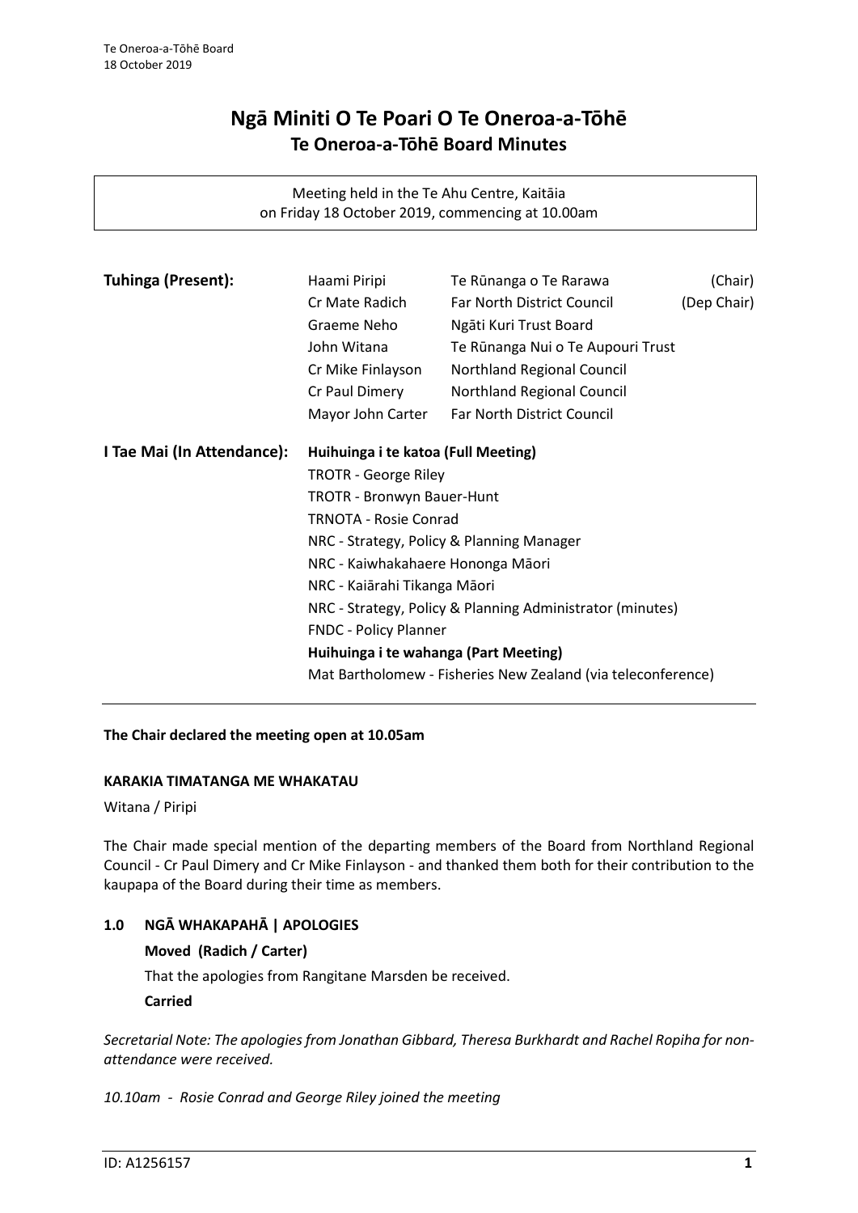# Ngā Miniti O Te Poari O Te Oneroa-a-Tōhē
## Te Oneroa-a-Tōhē Board Minutes

Meeting held in the Te Ahu Centre, Kaitāia
on Friday 18 October 2019, commencing at 10.00am

| **Tuhinga (Present):** | Haami Piripi | Te Rūnanga o Te Rarawa | (Chair) |
|---|---|---|---|
| | Cr Mate Radich | Far North District Council | (Dep Chair) |
| | Graeme Neho | Ngāti Kuri Trust Board | |
| | John Witana | Te Rūnanga Nui o Te Aupouri Trust | |
| | Cr Mike Finlayson | Northland Regional Council | |
| | Cr Paul Dimery | Northland Regional Council | |
| | Mayor John Carter | Far North District Council | |

**I Tae Mai (In Attendance):**

**Huihuinga i te katoa (Full Meeting)**

- TROTR - George Riley
- TROTR - Bronwyn Bauer-Hunt
- TRNOTA - Rosie Conrad
- NRC - Strategy, Policy & Planning Manager
- NRC - Kaiwhakahaere Hononga Māori
- NRC - Kaiārahi Tikanga Māori
- NRC - Strategy, Policy & Planning Administrator (minutes)
- FNDC - Policy Planner

**Huihuinga i te wahanga (Part Meeting)**

- Mat Bartholomew - Fisheries New Zealand (via teleconference)

**The Chair declared the meeting open at 10.05am**

**KARAKIA TIMATANGA ME WHAKATAU**

Witana / Piripi

The Chair made special mention of the departing members of the Board from Northland Regional Council - Cr Paul Dimery and Cr Mike Finlayson - and thanked them both for their contribution to the kaupapa of the Board during their time as members.

## 1.0 NGĀ WHAKAPAHĀ | APOLOGIES

**Moved (Radich / Carter)**

That the apologies from Rangitane Marsden be received.

**Carried**

*Secretarial Note: The apologies from Jonathan Gibbard, Theresa Burkhardt and Rachel Ropiha for non-attendance were received.*

*10.10am - Rosie Conrad and George Riley joined the meeting*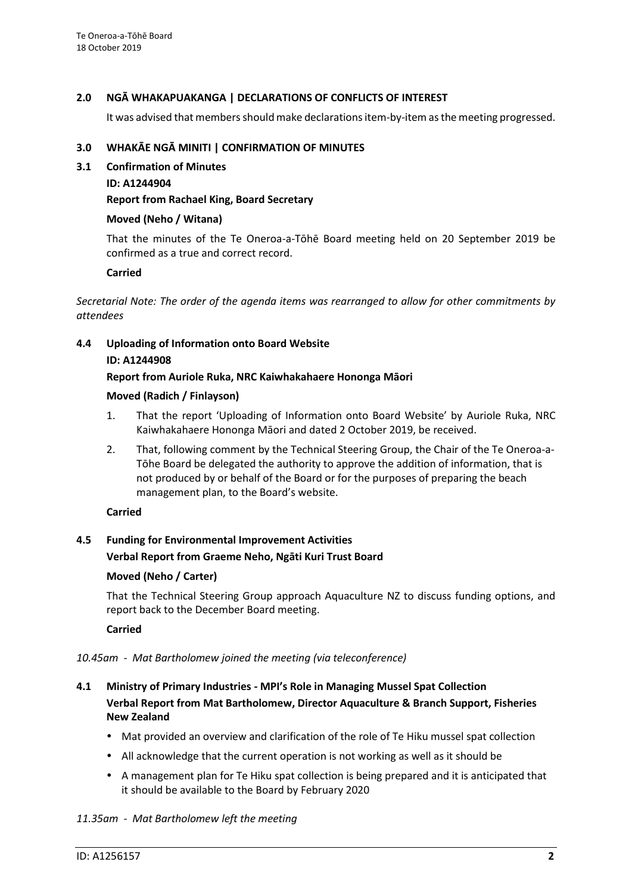## 2.0 NGĀ WHAKAPUAKANGA | DECLARATIONS OF CONFLICTS OF INTEREST

It was advised that members should make declarations item-by-item as the meeting progressed.

## 3.0 WHAKĀE NGĀ MINITI | CONFIRMATION OF MINUTES

### 3.1 Confirmation of Minutes

**ID: A1244904**

**Report from Rachael King, Board Secretary**

**Moved (Neho / Witana)**

That the minutes of the Te Oneroa-a-Tōhē Board meeting held on 20 September 2019 be confirmed as a true and correct record.

**Carried**

*Secretarial Note: The order of the agenda items was rearranged to allow for other commitments by attendees*

### 4.4 Uploading of Information onto Board Website

**ID: A1244908**

**Report from Auriole Ruka, NRC Kaiwhakahaere Hononga Māori**

**Moved (Radich / Finlayson)**

1. That the report 'Uploading of Information onto Board Website' by Auriole Ruka, NRC Kaiwhakahaere Hononga Māori and dated 2 October 2019, be received.
2. That, following comment by the Technical Steering Group, the Chair of the Te Oneroa-a-Tōhe Board be delegated the authority to approve the addition of information, that is not produced by or behalf of the Board or for the purposes of preparing the beach management plan, to the Board's website.

**Carried**

### 4.5 Funding for Environmental Improvement Activities

**Verbal Report from Graeme Neho, Ngāti Kuri Trust Board**

**Moved (Neho / Carter)**

That the Technical Steering Group approach Aquaculture NZ to discuss funding options, and report back to the December Board meeting.

**Carried**

*10.45am - Mat Bartholomew joined the meeting (via teleconference)*

### 4.1 Ministry of Primary Industries - MPI's Role in Managing Mussel Spat Collection

**Verbal Report from Mat Bartholomew, Director Aquaculture & Branch Support, Fisheries New Zealand**

- Mat provided an overview and clarification of the role of Te Hiku mussel spat collection
- All acknowledge that the current operation is not working as well as it should be
- A management plan for Te Hiku spat collection is being prepared and it is anticipated that it should be available to the Board by February 2020

*11.35am - Mat Bartholomew left the meeting*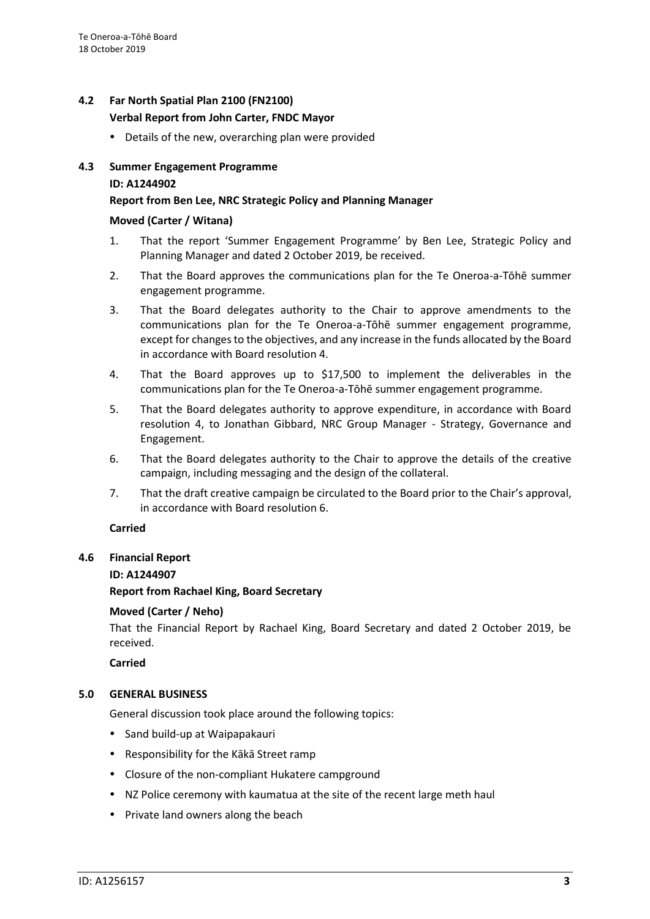## 4.2 Far North Spatial Plan 2100 (FN2100)

**Verbal Report from John Carter, FNDC Mayor**

- Details of the new, overarching plan were provided

## 4.3 Summer Engagement Programme

**ID: A1244902**

**Report from Ben Lee, NRC Strategic Policy and Planning Manager**

**Moved (Carter / Witana)**

1. That the report 'Summer Engagement Programme' by Ben Lee, Strategic Policy and Planning Manager and dated 2 October 2019, be received.
2. That the Board approves the communications plan for the Te Oneroa-a-Tōhē summer engagement programme.
3. That the Board delegates authority to the Chair to approve amendments to the communications plan for the Te Oneroa-a-Tōhē summer engagement programme, except for changes to the objectives, and any increase in the funds allocated by the Board in accordance with Board resolution 4.
4. That the Board approves up to $17,500 to implement the deliverables in the communications plan for the Te Oneroa-a-Tōhē summer engagement programme.
5. That the Board delegates authority to approve expenditure, in accordance with Board resolution 4, to Jonathan Gibbard, NRC Group Manager - Strategy, Governance and Engagement.
6. That the Board delegates authority to the Chair to approve the details of the creative campaign, including messaging and the design of the collateral.
7. That the draft creative campaign be circulated to the Board prior to the Chair's approval, in accordance with Board resolution 6.

**Carried**

## 4.6 Financial Report

**ID: A1244907**

**Report from Rachael King, Board Secretary**

**Moved (Carter / Neho)**

That the Financial Report by Rachael King, Board Secretary and dated 2 October 2019, be received.

**Carried**

## 5.0 GENERAL BUSINESS

General discussion took place around the following topics:

- Sand build-up at Waipapakauri
- Responsibility for the Kākā Street ramp
- Closure of the non-compliant Hukatere campground
- NZ Police ceremony with kaumatua at the site of the recent large meth haul
- Private land owners along the beach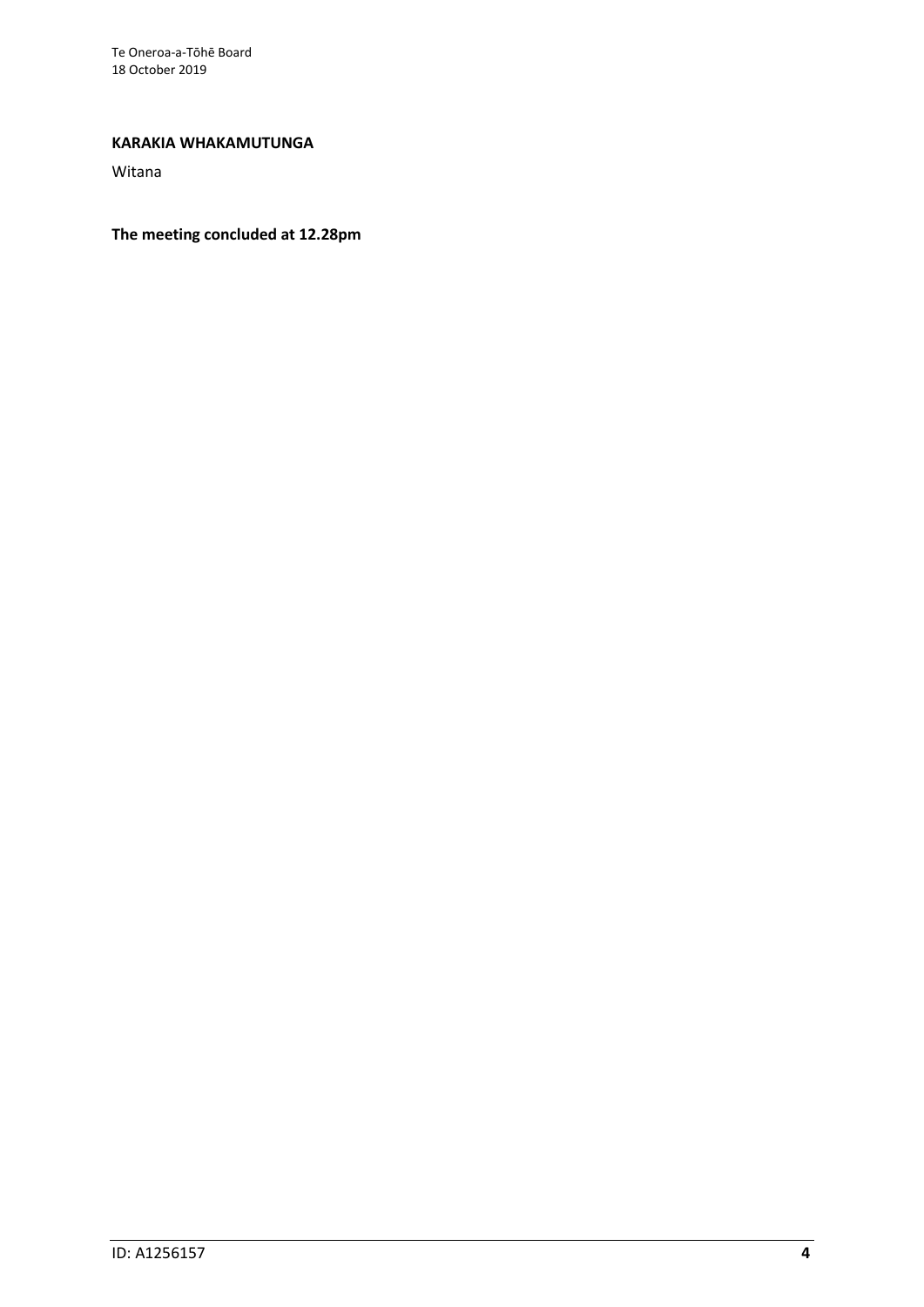**KARAKIA WHAKAMUTUNGA**

Witana

**The meeting concluded at 12.28pm**